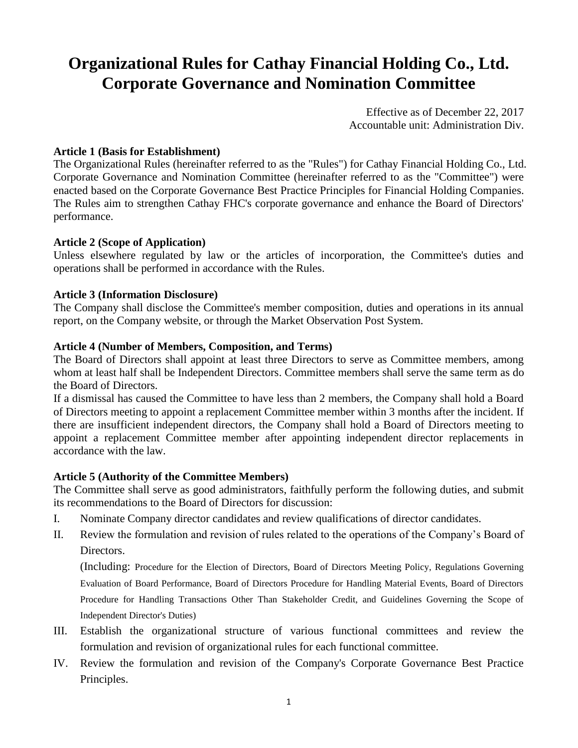# Organizational Rules for Cathay Financial Holding Co., Ltd. Corporate Governance and Nomination Committee

Effective as of December 22, 2017
Accountable unit: Administration Div.

**Article 1 (Basis for Establishment)**
The Organizational Rules (hereinafter referred to as the "Rules") for Cathay Financial Holding Co., Ltd. Corporate Governance and Nomination Committee (hereinafter referred to as the "Committee") were enacted based on the Corporate Governance Best Practice Principles for Financial Holding Companies. The Rules aim to strengthen Cathay FHC's corporate governance and enhance the Board of Directors' performance.

**Article 2 (Scope of Application)**
Unless elsewhere regulated by law or the articles of incorporation, the Committee's duties and operations shall be performed in accordance with the Rules.

**Article 3 (Information Disclosure)**
The Company shall disclose the Committee's member composition, duties and operations in its annual report, on the Company website, or through the Market Observation Post System.

**Article 4 (Number of Members, Composition, and Terms)**
The Board of Directors shall appoint at least three Directors to serve as Committee members, among whom at least half shall be Independent Directors. Committee members shall serve the same term as do the Board of Directors.
If a dismissal has caused the Committee to have less than 2 members, the Company shall hold a Board of Directors meeting to appoint a replacement Committee member within 3 months after the incident. If there are insufficient independent directors, the Company shall hold a Board of Directors meeting to appoint a replacement Committee member after appointing independent director replacements in accordance with the law.

**Article 5 (Authority of the Committee Members)**
The Committee shall serve as good administrators, faithfully perform the following duties, and submit its recommendations to the Board of Directors for discussion:

I. Nominate Company director candidates and review qualifications of director candidates.

II. Review the formulation and revision of rules related to the operations of the Company's Board of Directors.
(Including: Procedure for the Election of Directors, Board of Directors Meeting Policy, Regulations Governing Evaluation of Board Performance, Board of Directors Procedure for Handling Material Events, Board of Directors Procedure for Handling Transactions Other Than Stakeholder Credit, and Guidelines Governing the Scope of Independent Director's Duties)

III. Establish the organizational structure of various functional committees and review the formulation and revision of organizational rules for each functional committee.

IV. Review the formulation and revision of the Company's Corporate Governance Best Practice Principles.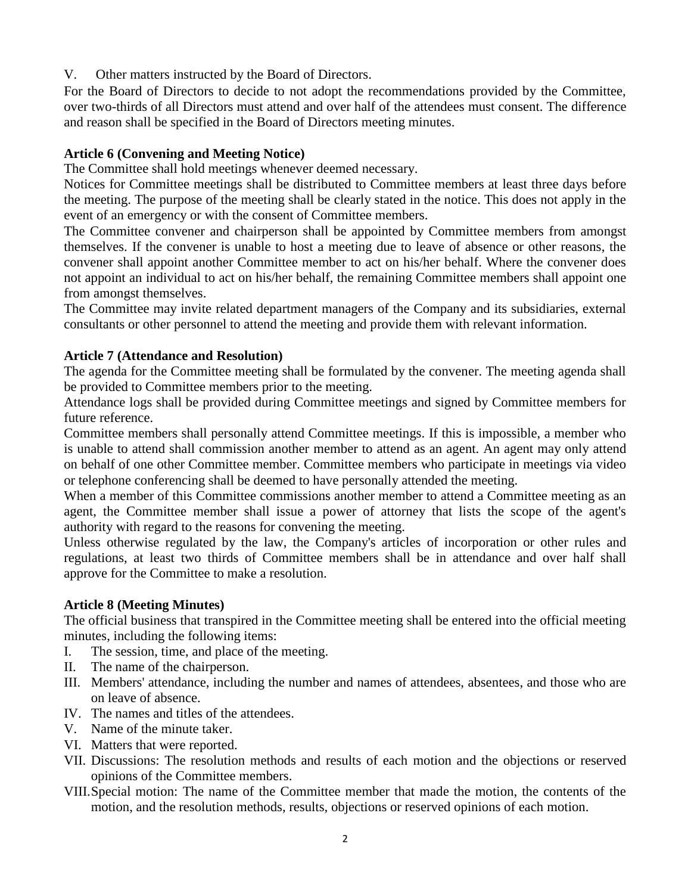V. Other matters instructed by the Board of Directors.

For the Board of Directors to decide to not adopt the recommendations provided by the Committee, over two-thirds of all Directors must attend and over half of the attendees must consent. The difference and reason shall be specified in the Board of Directors meeting minutes.

**Article 6 (Convening and Meeting Notice)**

The Committee shall hold meetings whenever deemed necessary.

Notices for Committee meetings shall be distributed to Committee members at least three days before the meeting. The purpose of the meeting shall be clearly stated in the notice. This does not apply in the event of an emergency or with the consent of Committee members.

The Committee convener and chairperson shall be appointed by Committee members from amongst themselves. If the convener is unable to host a meeting due to leave of absence or other reasons, the convener shall appoint another Committee member to act on his/her behalf. Where the convener does not appoint an individual to act on his/her behalf, the remaining Committee members shall appoint one from amongst themselves.

The Committee may invite related department managers of the Company and its subsidiaries, external consultants or other personnel to attend the meeting and provide them with relevant information.

**Article 7 (Attendance and Resolution)**

The agenda for the Committee meeting shall be formulated by the convener. The meeting agenda shall be provided to Committee members prior to the meeting.

Attendance logs shall be provided during Committee meetings and signed by Committee members for future reference.

Committee members shall personally attend Committee meetings. If this is impossible, a member who is unable to attend shall commission another member to attend as an agent. An agent may only attend on behalf of one other Committee member. Committee members who participate in meetings via video or telephone conferencing shall be deemed to have personally attended the meeting.

When a member of this Committee commissions another member to attend a Committee meeting as an agent, the Committee member shall issue a power of attorney that lists the scope of the agent's authority with regard to the reasons for convening the meeting.

Unless otherwise regulated by the law, the Company's articles of incorporation or other rules and regulations, at least two thirds of Committee members shall be in attendance and over half shall approve for the Committee to make a resolution.

**Article 8 (Meeting Minutes)**

The official business that transpired in the Committee meeting shall be entered into the official meeting minutes, including the following items:

I. The session, time, and place of the meeting.

II. The name of the chairperson.

III. Members' attendance, including the number and names of attendees, absentees, and those who are on leave of absence.

IV. The names and titles of the attendees.

V. Name of the minute taker.

VI. Matters that were reported.

VII. Discussions: The resolution methods and results of each motion and the objections or reserved opinions of the Committee members.

VIII. Special motion: The name of the Committee member that made the motion, the contents of the motion, and the resolution methods, results, objections or reserved opinions of each motion.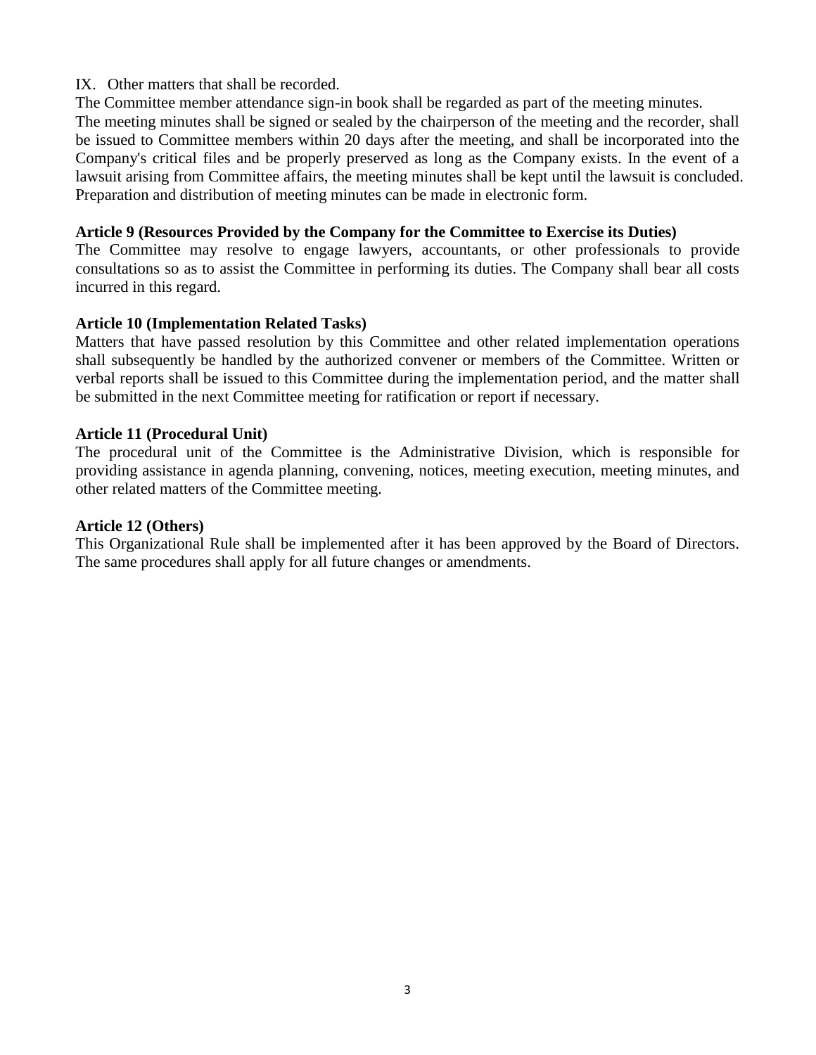IX. Other matters that shall be recorded.

The Committee member attendance sign-in book shall be regarded as part of the meeting minutes.

The meeting minutes shall be signed or sealed by the chairperson of the meeting and the recorder, shall be issued to Committee members within 20 days after the meeting, and shall be incorporated into the Company's critical files and be properly preserved as long as the Company exists. In the event of a lawsuit arising from Committee affairs, the meeting minutes shall be kept until the lawsuit is concluded. Preparation and distribution of meeting minutes can be made in electronic form.

**Article 9 (Resources Provided by the Company for the Committee to Exercise its Duties)**

The Committee may resolve to engage lawyers, accountants, or other professionals to provide consultations so as to assist the Committee in performing its duties. The Company shall bear all costs incurred in this regard.

**Article 10 (Implementation Related Tasks)**

Matters that have passed resolution by this Committee and other related implementation operations shall subsequently be handled by the authorized convener or members of the Committee. Written or verbal reports shall be issued to this Committee during the implementation period, and the matter shall be submitted in the next Committee meeting for ratification or report if necessary.

**Article 11 (Procedural Unit)**

The procedural unit of the Committee is the Administrative Division, which is responsible for providing assistance in agenda planning, convening, notices, meeting execution, meeting minutes, and other related matters of the Committee meeting.

**Article 12 (Others)**

This Organizational Rule shall be implemented after it has been approved by the Board of Directors. The same procedures shall apply for all future changes or amendments.